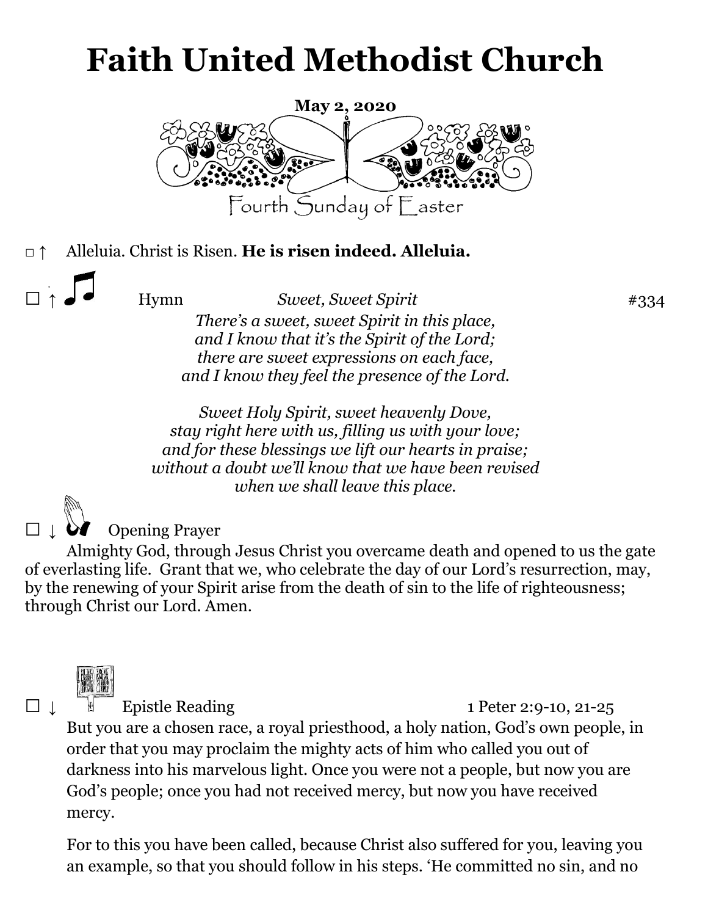# Faith United Methodist Church

**May 2, 2020**

Fourth Sunday of Easter

□ ↑ Alleluia. Christ is Risen. **He is risen indeed. Alleluia.**

□ ↑ Hymn *Sweet, Sweet Spirit* #334

*There's a sweet, sweet Spirit in this place,*
*and I know that it's the Spirit of the Lord;*
*there are sweet expressions on each face,*
*and I know they feel the presence of the Lord.*

*Sweet Holy Spirit, sweet heavenly Dove,*
*stay right here with us, filling us with your love;*
*and for these blessings we lift our hearts in praise;*
*without a doubt we'll know that we have been revised*
*when we shall leave this place.*

□ ↓ Opening Prayer

Almighty God, through Jesus Christ you overcame death and opened to us the gate of everlasting life. Grant that we, who celebrate the day of our Lord's resurrection, may, by the renewing of your Spirit arise from the death of sin to the life of righteousness; through Christ our Lord. Amen.

□ ↓ Epistle Reading 1 Peter 2:9-10, 21-25

But you are a chosen race, a royal priesthood, a holy nation, God's own people, in order that you may proclaim the mighty acts of him who called you out of darkness into his marvelous light. Once you were not a people, but now you are God's people; once you had not received mercy, but now you have received mercy.

For to this you have been called, because Christ also suffered for you, leaving you an example, so that you should follow in his steps. 'He committed no sin, and no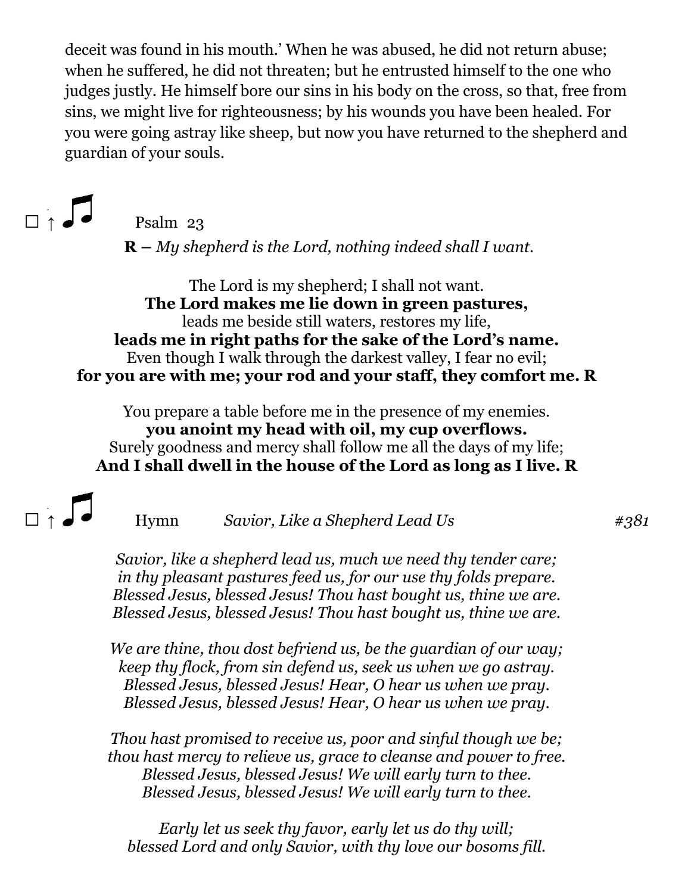deceit was found in his mouth.' When he was abused, he did not return abuse; when he suffered, he did not threaten; but he entrusted himself to the one who judges justly. He himself bore our sins in his body on the cross, so that, free from sins, we might live for righteousness; by his wounds you have been healed. For you were going astray like sheep, but now you have returned to the shepherd and guardian of your souls.

☐ ↑ ♫ Psalm 23

**R** – *My shepherd is the Lord, nothing indeed shall I want.*

The Lord is my shepherd; I shall not want.
**The Lord makes me lie down in green pastures,**
leads me beside still waters, restores my life,
**leads me in right paths for the sake of the Lord's name.**
Even though I walk through the darkest valley, I fear no evil;
**for you are with me; your rod and your staff, they comfort me. R**

You prepare a table before me in the presence of my enemies.
**you anoint my head with oil, my cup overflows.**
Surely goodness and mercy shall follow me all the days of my life;
**And I shall dwell in the house of the Lord as long as I live. R**

☐ ↑ ♫ Hymn *Savior, Like a Shepherd Lead Us* *#381*

*Savior, like a shepherd lead us, much we need thy tender care;*
*in thy pleasant pastures feed us, for our use thy folds prepare.*
*Blessed Jesus, blessed Jesus! Thou hast bought us, thine we are.*
*Blessed Jesus, blessed Jesus! Thou hast bought us, thine we are.*

*We are thine, thou dost befriend us, be the guardian of our way;*
*keep thy flock, from sin defend us, seek us when we go astray.*
*Blessed Jesus, blessed Jesus! Hear, O hear us when we pray.*
*Blessed Jesus, blessed Jesus! Hear, O hear us when we pray.*

*Thou hast promised to receive us, poor and sinful though we be;*
*thou hast mercy to relieve us, grace to cleanse and power to free.*
*Blessed Jesus, blessed Jesus! We will early turn to thee.*
*Blessed Jesus, blessed Jesus! We will early turn to thee.*

*Early let us seek thy favor, early let us do thy will;*
*blessed Lord and only Savior, with thy love our bosoms fill.*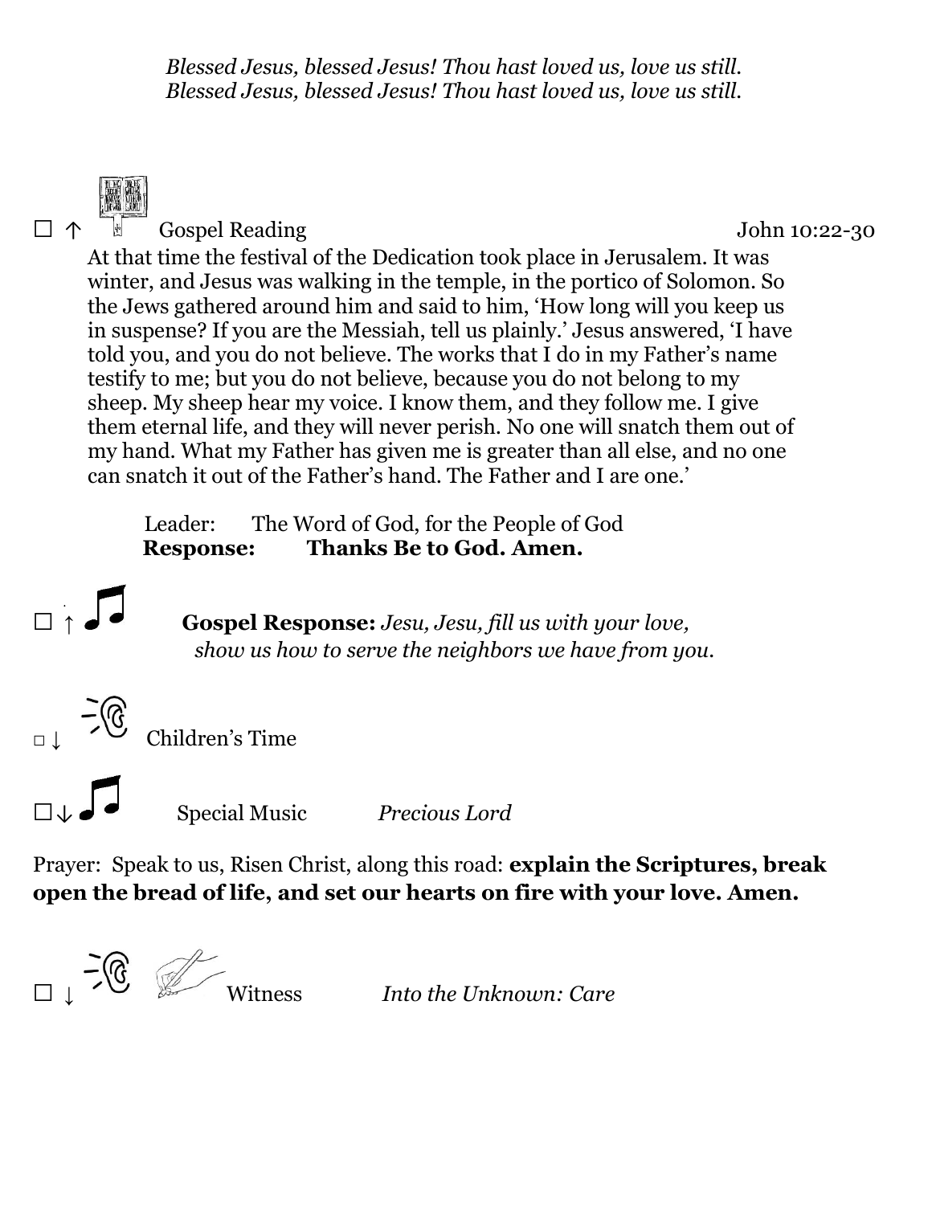*Blessed Jesus, blessed Jesus! Thou hast loved us, love us still.*
*Blessed Jesus, blessed Jesus! Thou hast loved us, love us still.*

☐ ↑ Gospel Reading John 10:22-30

At that time the festival of the Dedication took place in Jerusalem. It was winter, and Jesus was walking in the temple, in the portico of Solomon. So the Jews gathered around him and said to him, 'How long will you keep us in suspense? If you are the Messiah, tell us plainly.' Jesus answered, 'I have told you, and you do not believe. The works that I do in my Father's name testify to me; but you do not believe, because you do not belong to my sheep. My sheep hear my voice. I know them, and they follow me. I give them eternal life, and they will never perish. No one will snatch them out of my hand. What my Father has given me is greater than all else, and no one can snatch it out of the Father's hand. The Father and I are one.'

Leader: The Word of God, for the People of God
**Response: Thanks Be to God. Amen.**

☐ ↑ **Gospel Response:** *Jesu, Jesu, fill us with your love, show us how to serve the neighbors we have from you.*

☐ ↓ Children's Time

☐ ↓ Special Music *Precious Lord*

Prayer: Speak to us, Risen Christ, along this road: **explain the Scriptures, break open the bread of life, and set our hearts on fire with your love. Amen.**

☐ ↓ Witness *Into the Unknown: Care*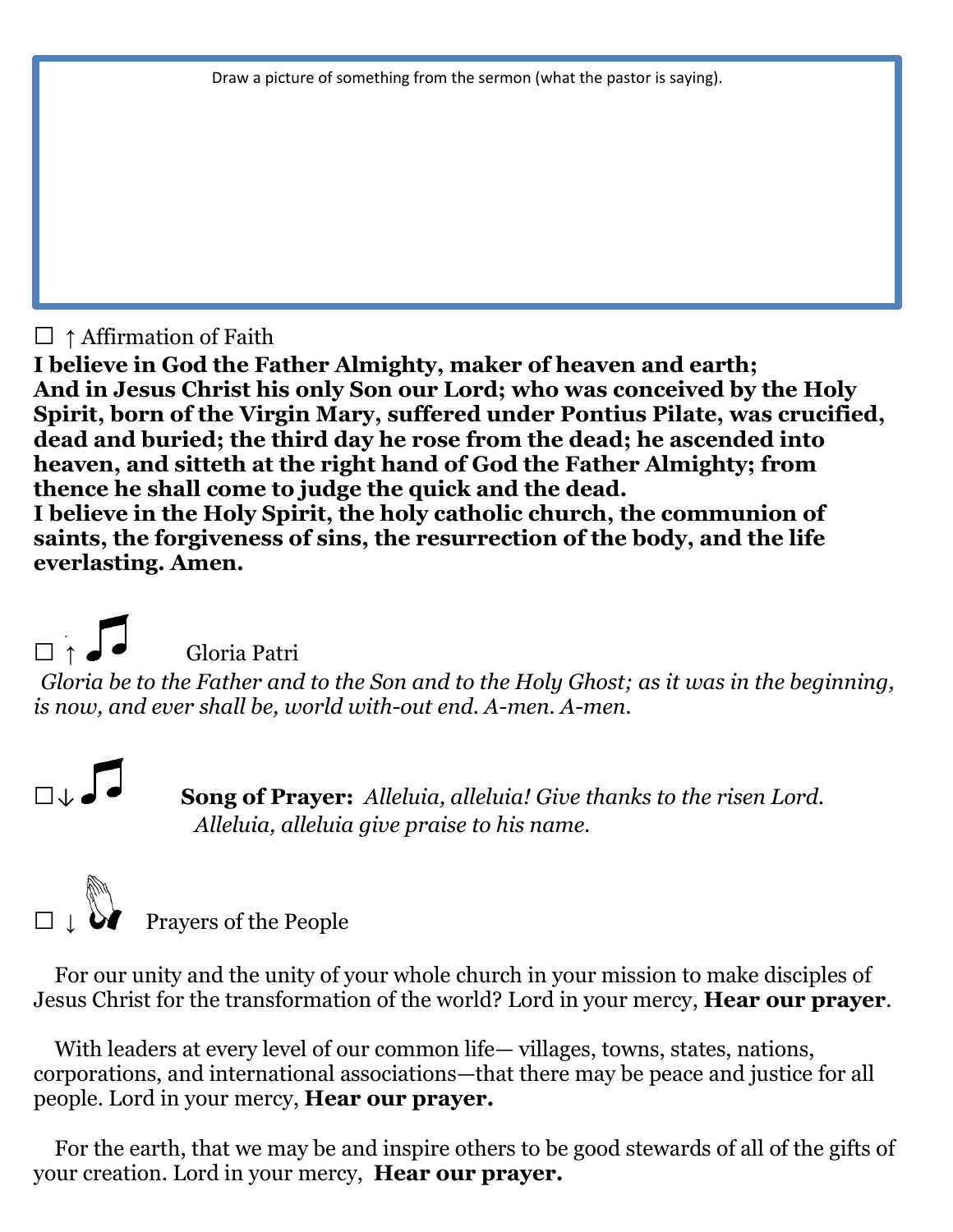Draw a picture of something from the sermon (what the pastor is saying).

☐ ↑ Affirmation of Faith

**I believe in God the Father Almighty, maker of heaven and earth;**
**And in Jesus Christ his only Son our Lord; who was conceived by the Holy Spirit, born of the Virgin Mary, suffered under Pontius Pilate, was crucified, dead and buried; the third day he rose from the dead; he ascended into heaven, and sitteth at the right hand of God the Father Almighty; from thence he shall come to judge the quick and the dead.**
**I believe in the Holy Spirit, the holy catholic church, the communion of saints, the forgiveness of sins, the resurrection of the body, and the life everlasting. Amen.**

☐ ↑ ♫ Gloria Patri

*Gloria be to the Father and to the Son and to the Holy Ghost; as it was in the beginning, is now, and ever shall be, world with-out end. A-men. A-men.*

☐ ↓ ♫ **Song of Prayer:** *Alleluia, alleluia! Give thanks to the risen Lord. Alleluia, alleluia give praise to his name.*

☐ ↓ Prayers of the People

For our unity and the unity of your whole church in your mission to make disciples of Jesus Christ for the transformation of the world? Lord in your mercy, **Hear our prayer**.

With leaders at every level of our common life— villages, towns, states, nations, corporations, and international associations—that there may be peace and justice for all people. Lord in your mercy, **Hear our prayer.**

For the earth, that we may be and inspire others to be good stewards of all of the gifts of your creation. Lord in your mercy, **Hear our prayer.**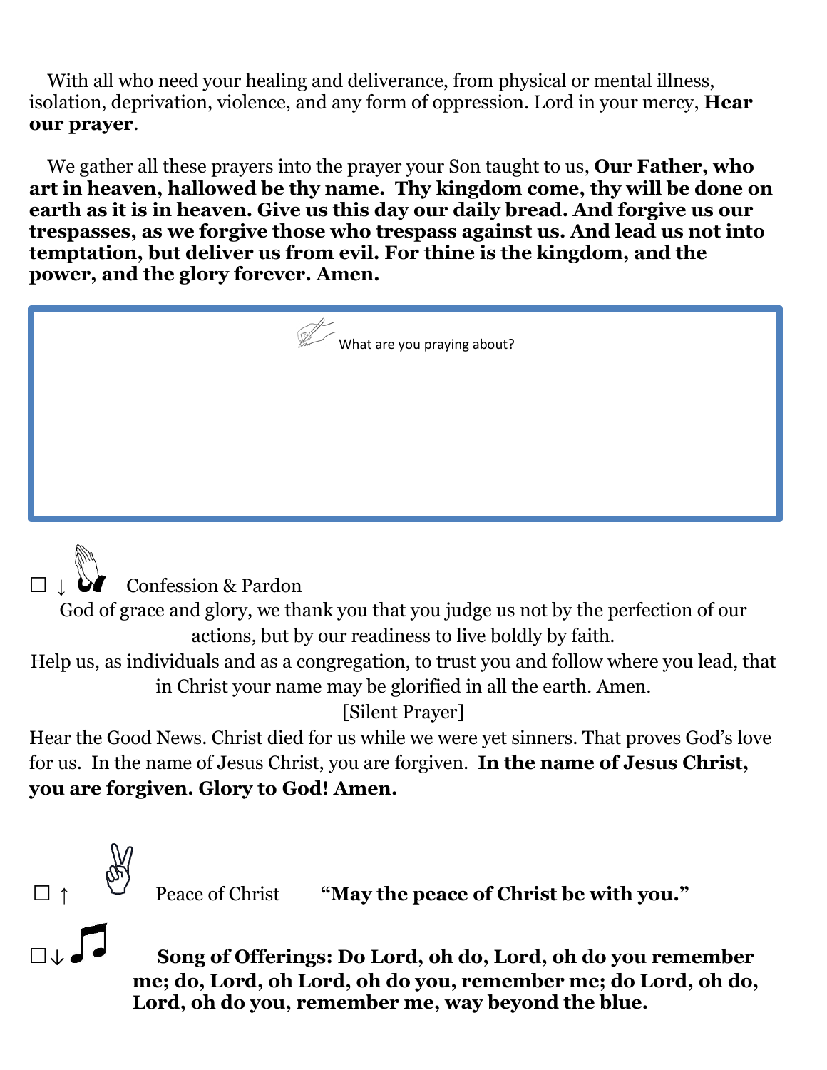With all who need your healing and deliverance, from physical or mental illness, isolation, deprivation, violence, and any form of oppression. Lord in your mercy, **Hear our prayer**.

We gather all these prayers into the prayer your Son taught to us, **Our Father, who art in heaven, hallowed be thy name. Thy kingdom come, thy will be done on earth as it is in heaven. Give us this day our daily bread. And forgive us our trespasses, as we forgive those who trespass against us. And lead us not into temptation, but deliver us from evil. For thine is the kingdom, and the power, and the glory forever. Amen.**

What are you praying about?

☐ ↓ Confession & Pardon

God of grace and glory, we thank you that you judge us not by the perfection of our actions, but by our readiness to live boldly by faith.

Help us, as individuals and as a congregation, to trust you and follow where you lead, that in Christ your name may be glorified in all the earth. Amen.

[Silent Prayer]

Hear the Good News. Christ died for us while we were yet sinners. That proves God's love for us. In the name of Jesus Christ, you are forgiven. **In the name of Jesus Christ, you are forgiven. Glory to God! Amen.**

☐ ↑ Peace of Christ **"May the peace of Christ be with you."**

☐↓ **Song of Offerings: Do Lord, oh do, Lord, oh do you remember me; do, Lord, oh Lord, oh do you, remember me; do Lord, oh do, Lord, oh do you, remember me, way beyond the blue.**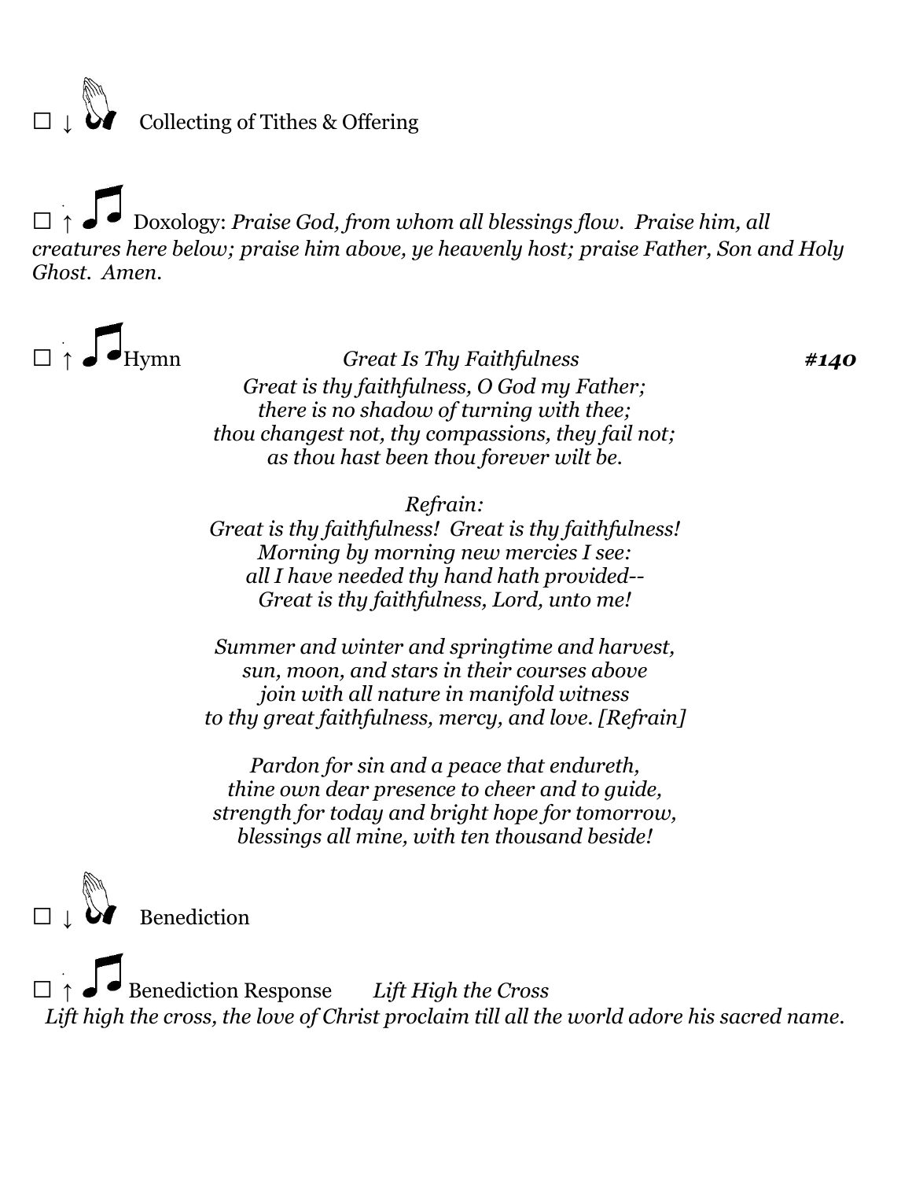☐ ↓ Collecting of Tithes & Offering

☐ ↑ Doxology: *Praise God, from whom all blessings flow. Praise him, all creatures here below; praise him above, ye heavenly host; praise Father, Son and Holy Ghost. Amen.*

☐ ↑ Hymn *Great Is Thy Faithfulness* ***#140***

*Great is thy faithfulness, O God my Father;*
*there is no shadow of turning with thee;*
*thou changest not, thy compassions, they fail not;*
*as thou hast been thou forever wilt be.*

*Refrain:*
*Great is thy faithfulness! Great is thy faithfulness!*
*Morning by morning new mercies I see:*
*all I have needed thy hand hath provided--*
*Great is thy faithfulness, Lord, unto me!*

*Summer and winter and springtime and harvest,*
*sun, moon, and stars in their courses above*
*join with all nature in manifold witness*
*to thy great faithfulness, mercy, and love. [Refrain]*

*Pardon for sin and a peace that endureth,*
*thine own dear presence to cheer and to guide,*
*strength for today and bright hope for tomorrow,*
*blessings all mine, with ten thousand beside!*

☐ ↓ Benediction

☐ ↑ Benediction Response *Lift High the Cross*

*Lift high the cross, the love of Christ proclaim till all the world adore his sacred name.*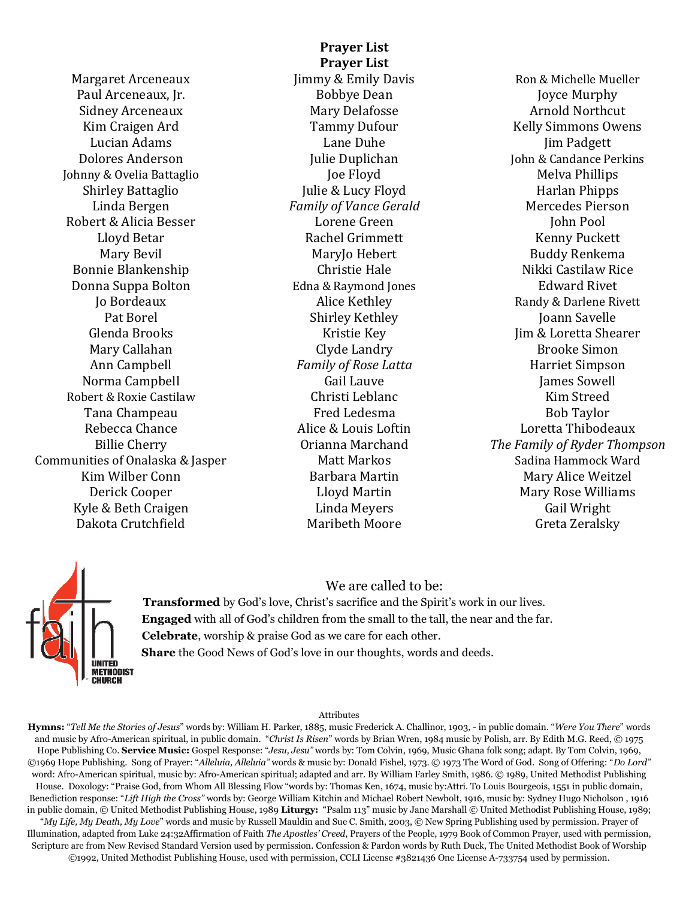## Prayer List

## Prayer List

Margaret Arceneaux
Paul Arceneaux, Jr.
Sidney Arceneaux
Kim Craigen Ard
Lucian Adams
Dolores Anderson
Johnny & Ovelia Battaglio
Shirley Battaglio
Linda Bergen
Robert & Alicia Besser
Lloyd Betar
Mary Bevil
Bonnie Blankenship
Donna Suppa Bolton
Jo Bordeaux
Pat Borel
Glenda Brooks
Mary Callahan
Ann Campbell
Norma Campbell
Robert & Roxie Castilaw
Tana Champeau
Rebecca Chance
Billie Cherry
Communities of Onalaska & Jasper
Kim Wilber Conn
Derick Cooper
Kyle & Beth Craigen
Dakota Crutchfield

Jimmy & Emily Davis
Bobbye Dean
Mary Delafosse
Tammy Dufour
Lane Duhe
Julie Duplichan
Joe Floyd
Julie & Lucy Floyd
*Family of Vance Gerald*
Lorene Green
Rachel Grimmett
MaryJo Hebert
Christie Hale
Edna & Raymond Jones
Alice Kethley
Shirley Kethley
Kristie Key
Clyde Landry
*Family of Rose Latta*
Gail Lauve
Christi Leblanc
Fred Ledesma
Alice & Louis Loftin
Orianna Marchand
Matt Markos
Barbara Martin
Lloyd Martin
Linda Meyers
Maribeth Moore

Ron & Michelle Mueller
Joyce Murphy
Arnold Northcut
Kelly Simmons Owens
Jim Padgett
John & Candance Perkins
Melva Phillips
Harlan Phipps
Mercedes Pierson
John Pool
Kenny Puckett
Buddy Renkema
Nikki Castilaw Rice
Edward Rivet
Randy & Darlene Rivett
Joann Savelle
Jim & Loretta Shearer
Brooke Simon
Harriet Simpson
James Sowell
Kim Streed
Bob Taylor
Loretta Thibodeaux
*The Family of Ryder Thompson*
Sadina Hammock Ward
Mary Alice Weitzel
Mary Rose Williams
Gail Wright
Greta Zeralsky

faith UNITED METHODIST CHURCH

We are called to be:

**Transformed** by God's love, Christ's sacrifice and the Spirit's work in our lives.
**Engaged** with all of God's children from the small to the tall, the near and the far.
**Celebrate**, worship & praise God as we care for each other.
**Share** the Good News of God's love in our thoughts, words and deeds.

Attributes

**Hymns:** "*Tell Me the Stories of Jesus*" words by: William H. Parker, 1885, music Frederick A. Challinor, 1903, - in public domain. "*Were You There*" words and music by Afro-American spiritual, in public domain. "*Christ Is Risen*" words by Brian Wren, 1984 music by Polish, arr. By Edith M.G. Reed, © 1975 Hope Publishing Co. **Service Music:** Gospel Response: "*Jesu, Jesu"* words by: Tom Colvin, 1969, Music Ghana folk song; adapt. By Tom Colvin, 1969, ©1969 Hope Publishing. Song of Prayer: "*Alleluia, Alleluia"* words & music by: Donald Fishel, 1973. © 1973 The Word of God. Song of Offering: "*Do Lord"* word: Afro-American spiritual, music by: Afro-American spiritual; adapted and arr. By William Farley Smith, 1986. © 1989, United Methodist Publishing House. Doxology: "Praise God, from Whom All Blessing Flow "words by: Thomas Ken, 1674, music by:Attri. To Louis Bourgeois, 1551 in public domain, Benediction response: "*Lift High the Cross"* words by: George William Kitchin and Michael Robert Newbolt, 1916, music by: Sydney Hugo Nicholson , 1916 in public domain, © United Methodist Publishing House, 1989 **Liturgy:** "Psalm 113" music by Jane Marshall © United Methodist Publishing House, 1989; "*My Life, My Death, My Love*" words and music by Russell Mauldin and Sue C. Smith, 2003, © New Spring Publishing used by permission. Prayer of Illumination, adapted from Luke 24:32Affirmation of Faith *The Apostles' Creed*, Prayers of the People, 1979 Book of Common Prayer, used with permission, Scripture are from New Revised Standard Version used by permission. Confession & Pardon words by Ruth Duck, The United Methodist Book of Worship ©1992, United Methodist Publishing House, used with permission, CCLI License #3821436 One License A-733754 used by permission.